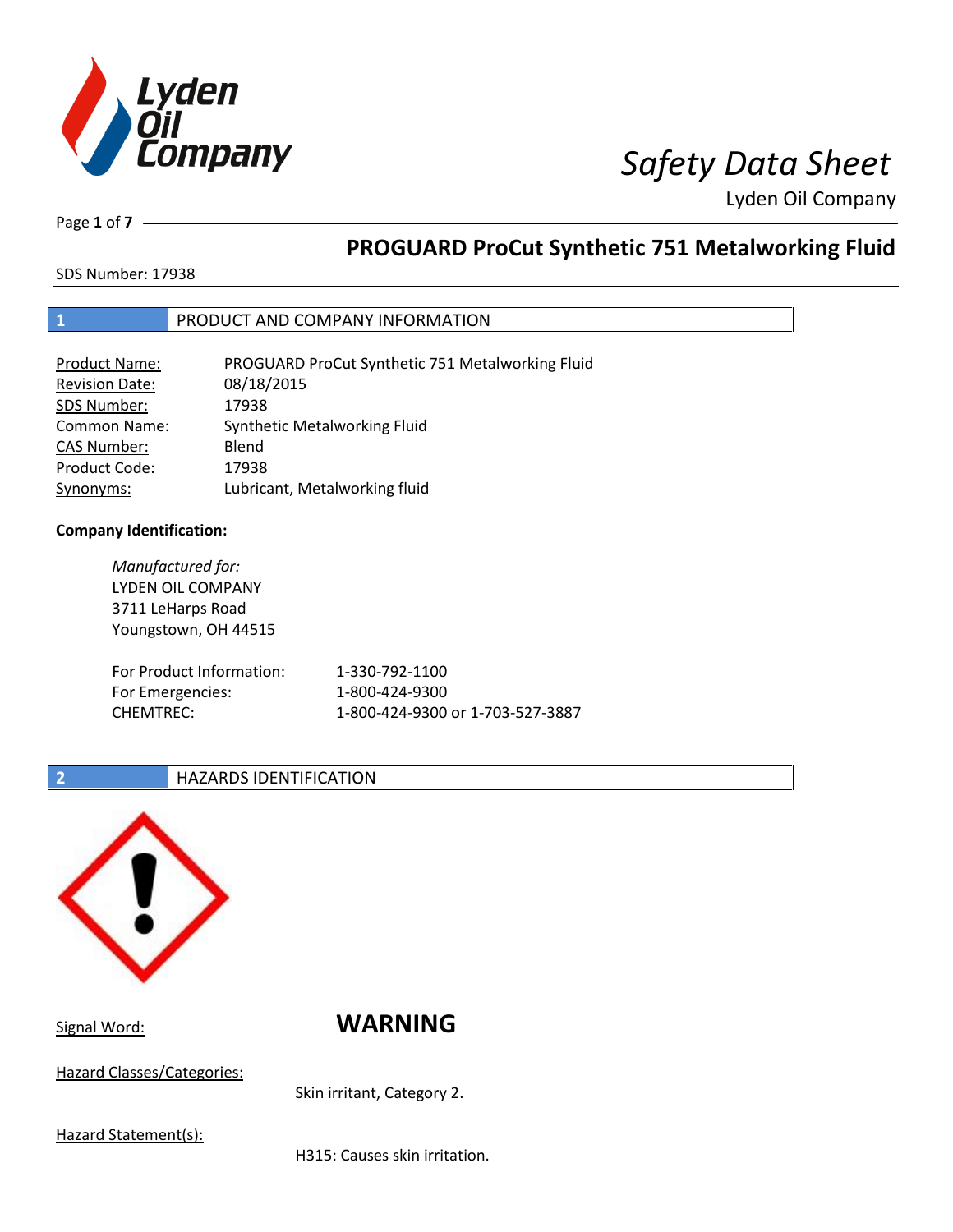# Safety Data Sheet

Lyden Oil Company

## PROGUARD ProCut Synthetic 751 Metalworking Fluid

SDS Number: 17938

## 1 PRODUCT AND COMPANY INFORMATION

| | |
|---|---|
| Product Name: | PROGUARD ProCut Synthetic 751 Metalworking Fluid |
| Revision Date: | 08/18/2015 |
| SDS Number: | 17938 |
| Common Name: | Synthetic Metalworking Fluid |
| CAS Number: | Blend |
| Product Code: | 17938 |
| Synonyms: | Lubricant, Metalworking fluid |

**Company Identification:**

*Manufactured for:*
LYDEN OIL COMPANY
3711 LeHarps Road
Youngstown, OH 44515

| | |
|---|---|
| For Product Information: | 1-330-792-1100 |
| For Emergencies: | 1-800-424-9300 |
| CHEMTREC: | 1-800-424-9300 or 1-703-527-3887 |

## 2 HAZARDS IDENTIFICATION

Signal Word: **WARNING**

Hazard Classes/Categories:

Skin irritant, Category 2.

Hazard Statement(s):

H315: Causes skin irritation.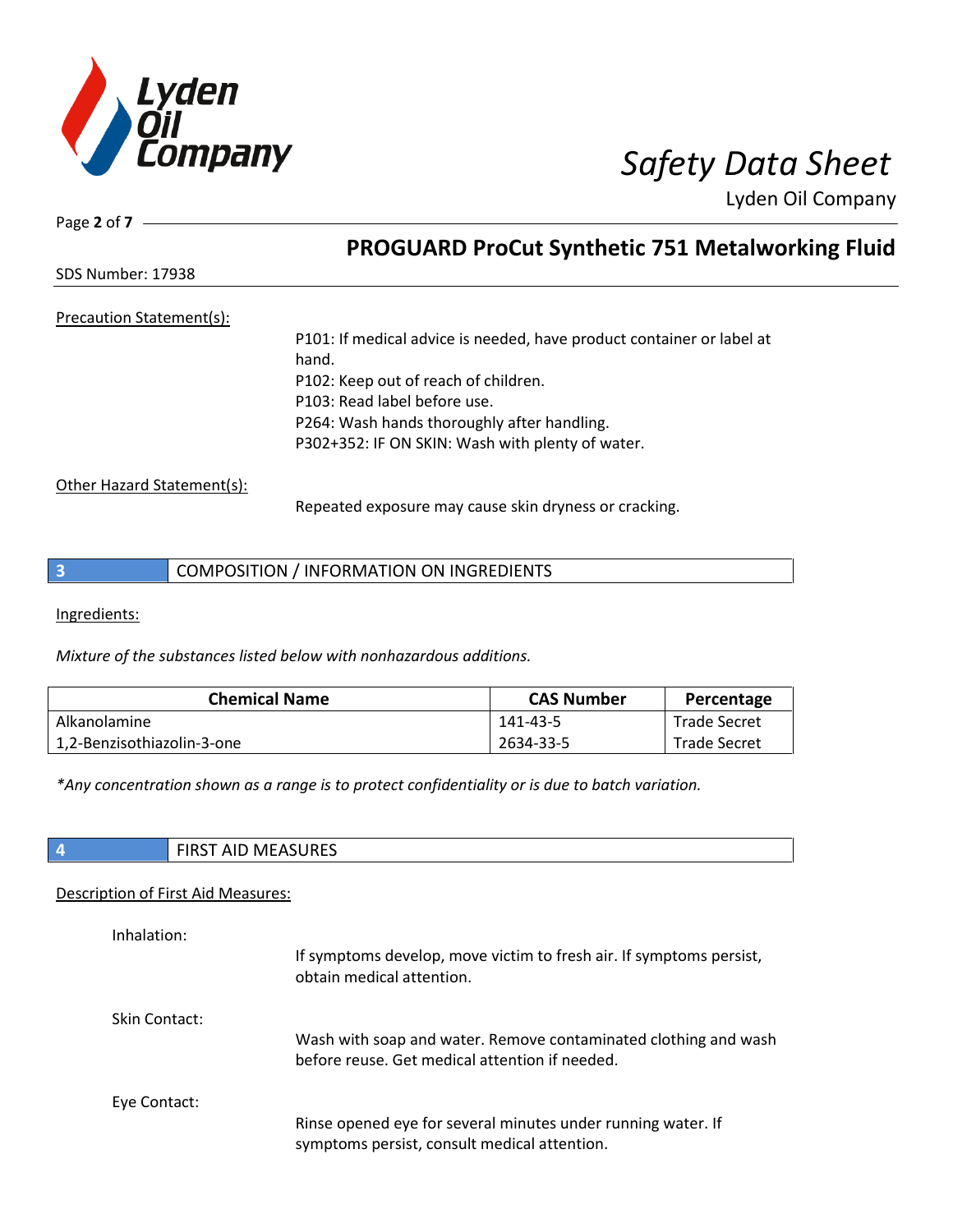Precation Statement(s):

P101: If medical advice is needed, have product container or label at hand.
P102: Keep out of reach of children.
P103: Read label before use.
P264: Wash hands thoroughly after handling.
P302+352: IF ON SKIN: Wash with plenty of water.

Other Hazard Statement(s):

Repeated exposure may cause skin dryness or cracking.

## 3 COMPOSITION / INFORMATION ON INGREDIENTS

Ingredients:

*Mixture of the substances listed below with nonhazardous additions.*

| Chemical Name | CAS Number | Percentage |
|---|---|---|
| Alkanolamine | 141-43-5 | Trade Secret |
| 1,2-Benzisothiazolin-3-one | 2634-33-5 | Trade Secret |

*\*Any concentration shown as a range is to protect confidentiality or is due to batch variation.*

## 4 FIRST AID MEASURES

Description of First Aid Measures:

Inhalation:

If symptoms develop, move victim to fresh air. If symptoms persist, obtain medical attention.

Skin Contact:

Wash with soap and water. Remove contaminated clothing and wash before reuse. Get medical attention if needed.

Eye Contact:

Rinse opened eye for several minutes under running water. If symptoms persist, consult medical attention.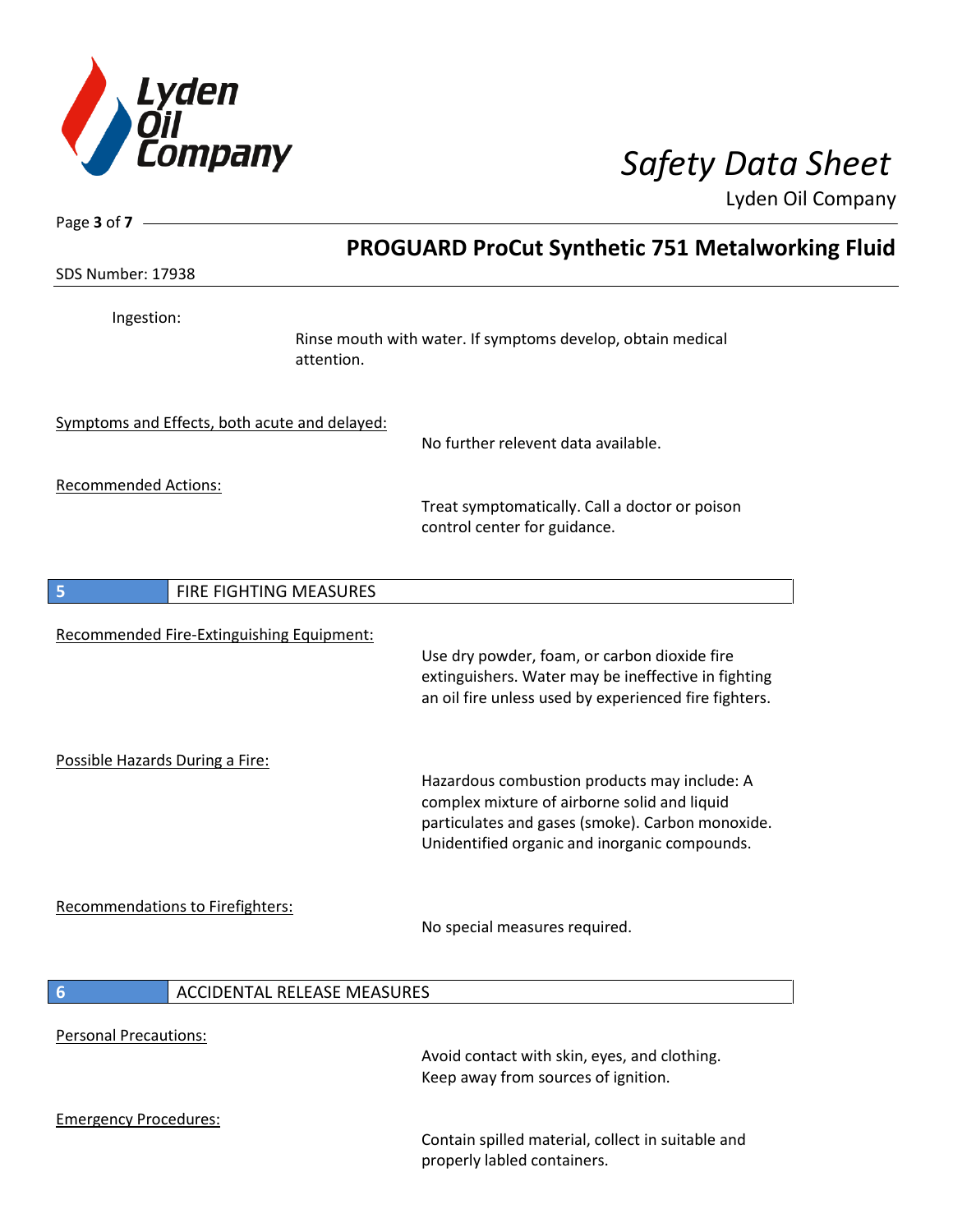Ingestion:

Rinse mouth with water. If symptoms develop, obtain medical attention.

Symptoms and Effects, both acute and delayed:

No further relevent data available.

Recommended Actions:

Treat symptomatically. Call a doctor or poison control center for guidance.

## 5 FIRE FIGHTING MEASURES

Recommended Fire-Extinguishing Equipment:

Use dry powder, foam, or carbon dioxide fire extinguishers. Water may be ineffective in fighting an oil fire unless used by experienced fire fighters.

Possible Hazards During a Fire:

Hazardous combustion products may include: A complex mixture of airborne solid and liquid particulates and gases (smoke). Carbon monoxide. Unidentified organic and inorganic compounds.

Recommendations to Firefighters:

No special measures required.

## 6 ACCIDENTAL RELEASE MEASURES

Personal Precautions:

Avoid contact with skin, eyes, and clothing. Keep away from sources of ignition.

Emergency Procedures:

Contain spilled material, collect in suitable and properly labled containers.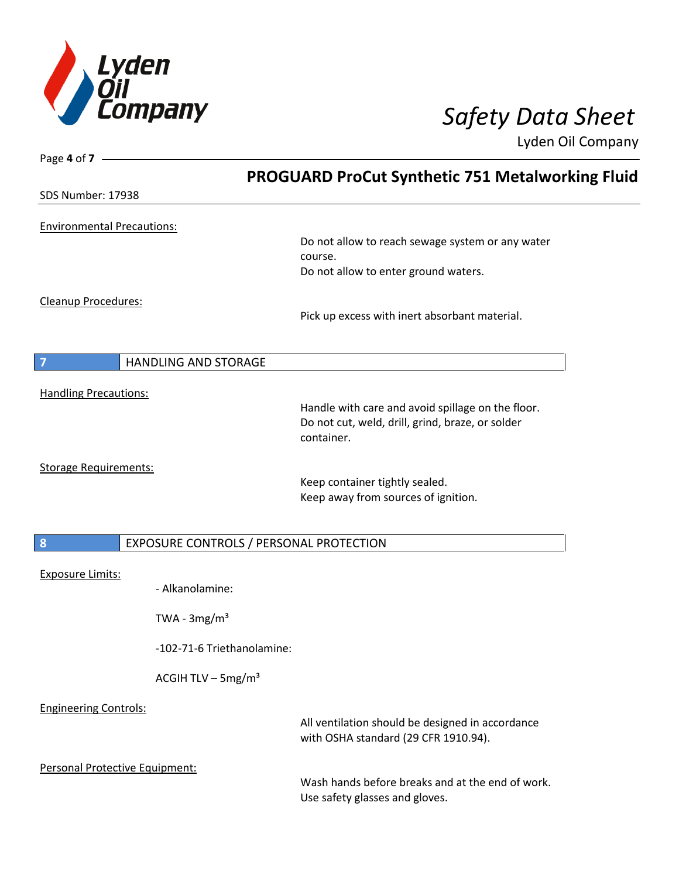**Environmental Precautions:**

Do not allow to reach sewage system or any water course.
Do not allow to enter ground waters.

**Cleanup Procedures:**

Pick up excess with inert absorbant material.

## 7 HANDLING AND STORAGE

**Handling Precautions:**

Handle with care and avoid spillage on the floor.
Do not cut, weld, drill, grind, braze, or solder container.

**Storage Requirements:**

Keep container tightly sealed.
Keep away from sources of ignition.

## 8 EXPOSURE CONTROLS / PERSONAL PROTECTION

**Exposure Limits:**

- Alkanolamine:

TWA - 3mg/m³

-102-71-6 Triethanolamine:

ACGIH TLV – 5mg/m³

**Engineering Controls:**

All ventilation should be designed in accordance with OSHA standard (29 CFR 1910.94).

**Personal Protective Equipment:**

Wash hands before breaks and at the end of work.
Use safety glasses and gloves.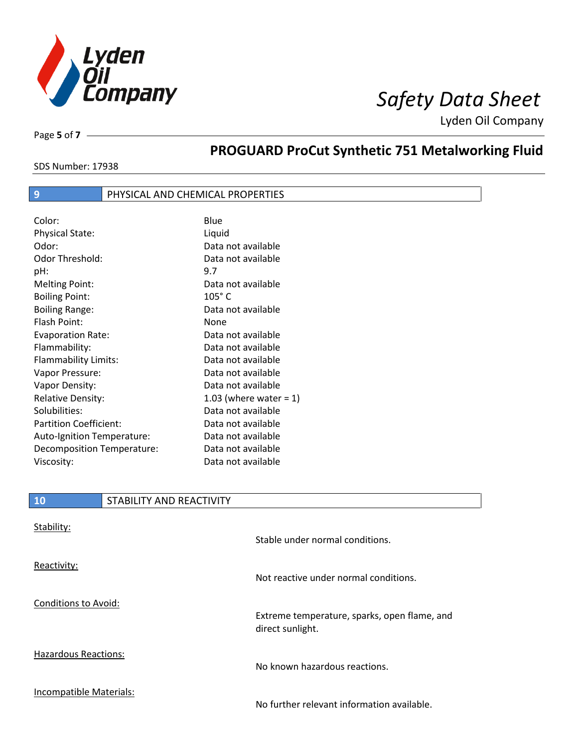## PROGUARD ProCut Synthetic 751 Metalworking Fluid

SDS Number: 17938

## 9 PHYSICAL AND CHEMICAL PROPERTIES

| Property | Value |
|---|---|
| Color: | Blue |
| Physical State: | Liquid |
| Odor: | Data not available |
| Odor Threshold: | Data not available |
| pH: | 9.7 |
| Melting Point: | Data not available |
| Boiling Point: | 105° C |
| Boiling Range: | Data not available |
| Flash Point: | None |
| Evaporation Rate: | Data not available |
| Flammability: | Data not available |
| Flammability Limits: | Data not available |
| Vapor Pressure: | Data not available |
| Vapor Density: | Data not available |
| Relative Density: | 1.03 (where water = 1) |
| Solubilities: | Data not available |
| Partition Coefficient: | Data not available |
| Auto-Ignition Temperature: | Data not available |
| Decomposition Temperature: | Data not available |
| Viscosity: | Data not available |

## 10 STABILITY AND REACTIVITY

**Stability:**

Stable under normal conditions.

**Reactivity:**

Not reactive under normal conditions.

**Conditions to Avoid:**

Extreme temperature, sparks, open flame, and direct sunlight.

**Hazardous Reactions:**

No known hazardous reactions.

**Incompatible Materials:**

No further relevant information available.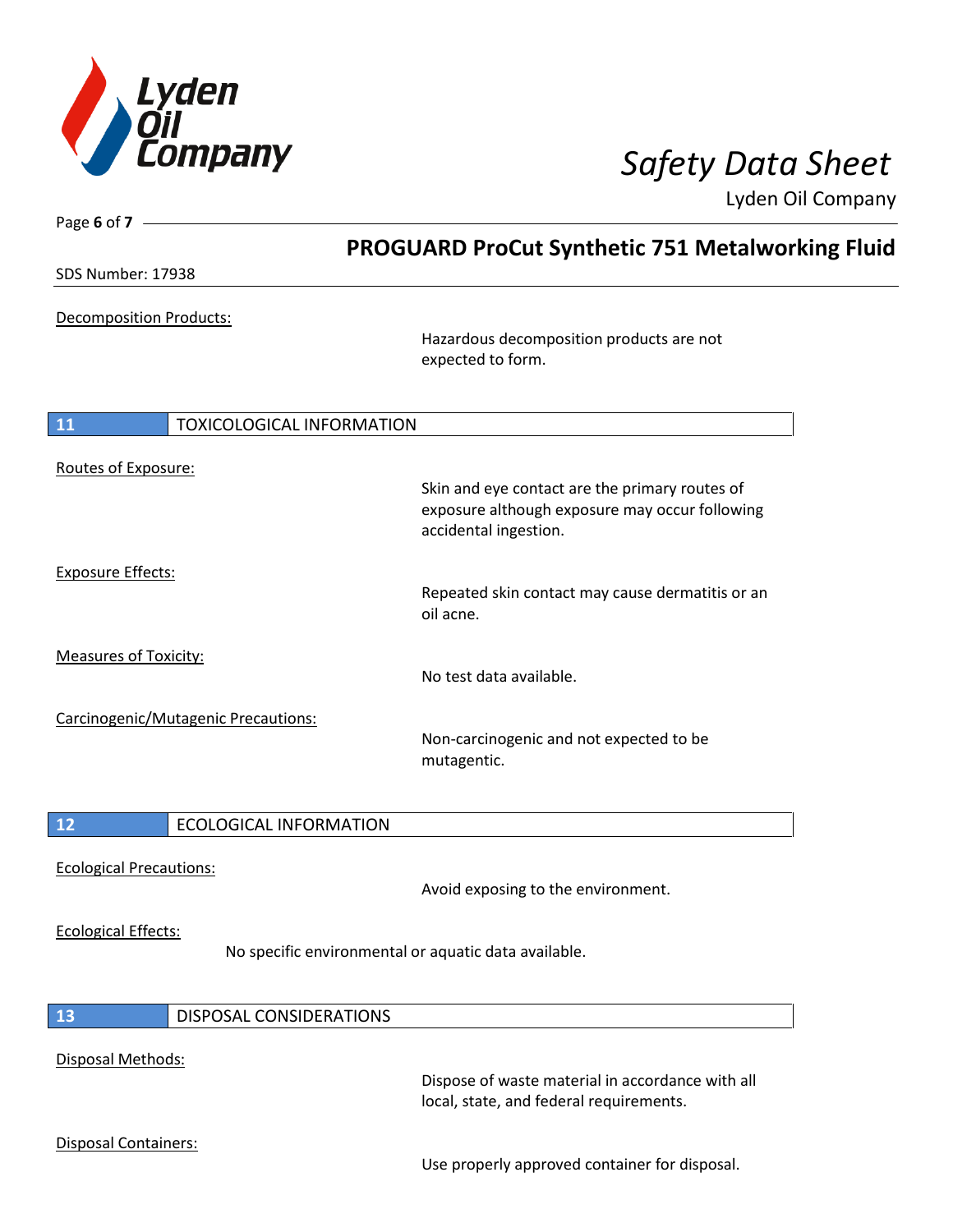Decomposition Products:

Hazardous decomposition products are not expected to form.

## 11 TOXICOLOGICAL INFORMATION

Routes of Exposure:

Skin and eye contact are the primary routes of exposure although exposure may occur following accidental ingestion.

Exposure Effects:

Repeated skin contact may cause dermatitis or an oil acne.

Measures of Toxicity:

No test data available.

Carcinogenic/Mutagenic Precautions:

Non-carcinogenic and not expected to be mutagentic.

## 12 ECOLOGICAL INFORMATION

Ecological Precautions:

Avoid exposing to the environment.

Ecological Effects:

No specific environmental or aquatic data available.

## 13 DISPOSAL CONSIDERATIONS

Disposal Methods:

Dispose of waste material in accordance with all local, state, and federal requirements.

Disposal Containers:

Use properly approved container for disposal.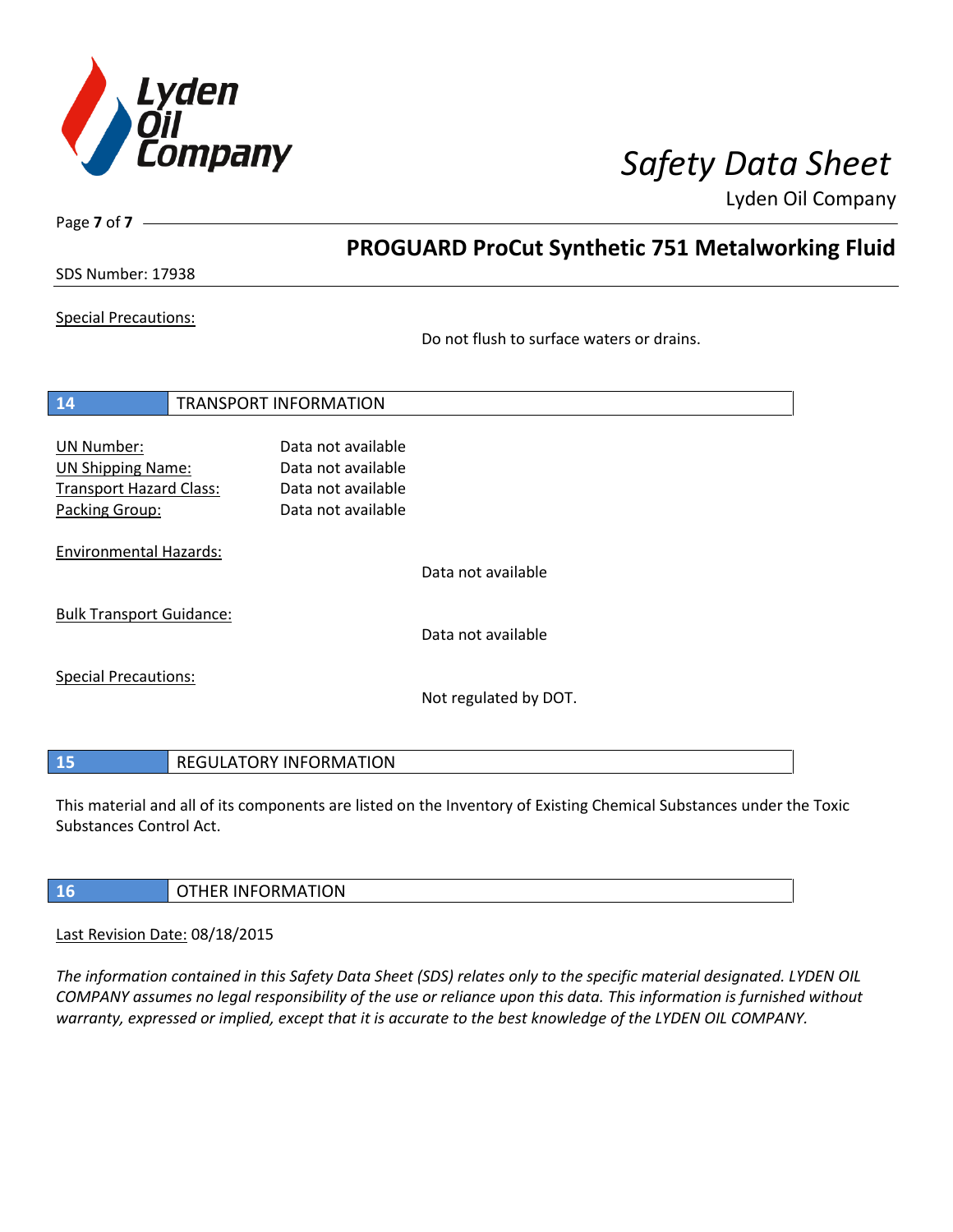Special Precautions:

Do not flush to surface waters or drains.

## 14 TRANSPORT INFORMATION

| | |
|---|---|
| UN Number: | Data not available |
| UN Shipping Name: | Data not available |
| Transport Hazard Class: | Data not available |
| Packing Group: | Data not available |

Environmental Hazards:

Data not available

Bulk Transport Guidance:

Data not available

Special Precautions:

Not regulated by DOT.

## 15 REGULATORY INFORMATION

This material and all of its components are listed on the Inventory of Existing Chemical Substances under the Toxic Substances Control Act.

## 16 OTHER INFORMATION

Last Revision Date: 08/18/2015

*The information contained in this Safety Data Sheet (SDS) relates only to the specific material designated. LYDEN OIL COMPANY assumes no legal responsibility of the use or reliance upon this data. This information is furnished without warranty, expressed or implied, except that it is accurate to the best knowledge of the LYDEN OIL COMPANY.*